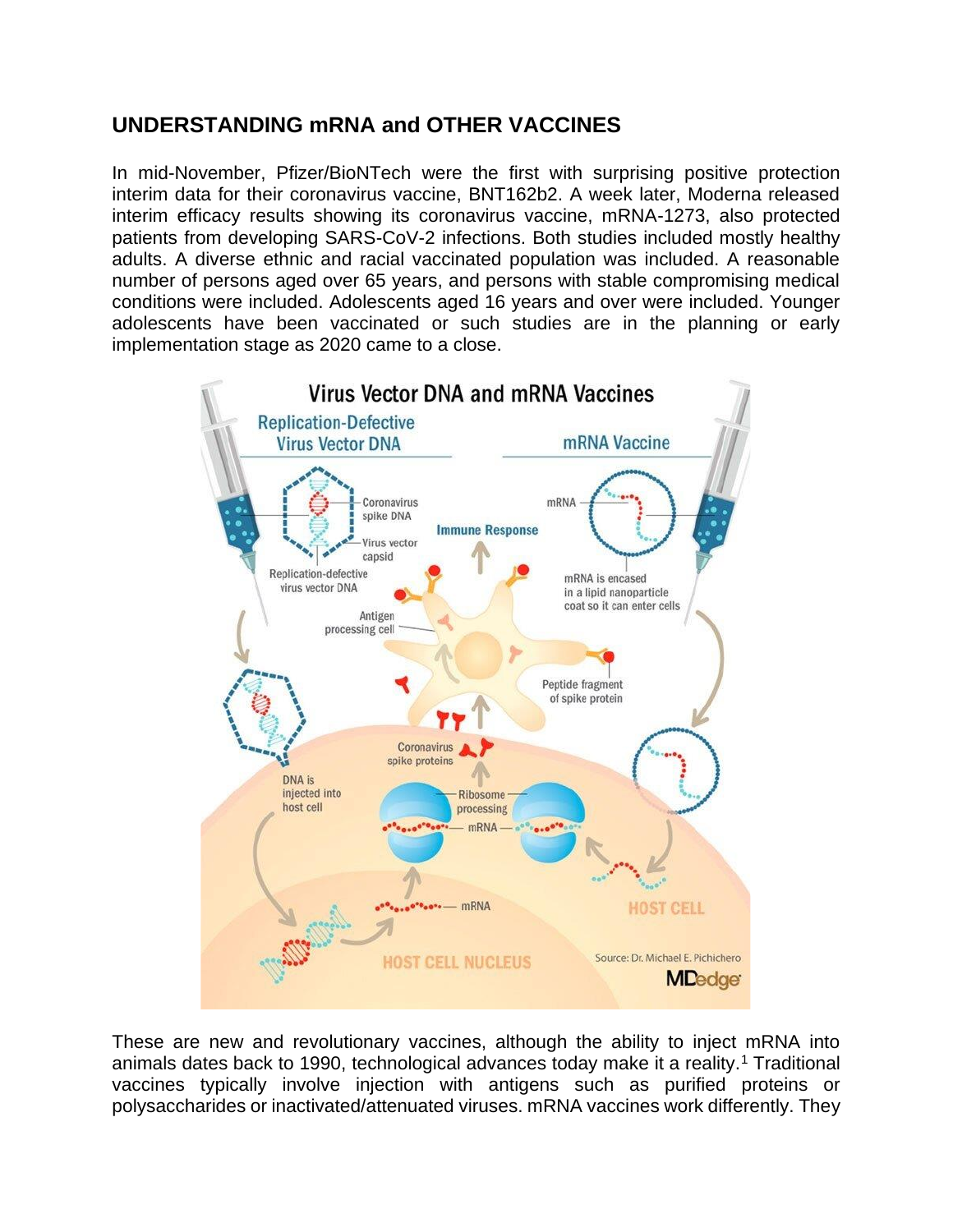## UNDERSTANDING mRNA and OTHER VACCINES

In mid-November, Pfizer/BioNTech were the first with surprising positive protection interim data for their coronavirus vaccine, BNT162b2. A week later, Moderna released interim efficacy results showing its coronavirus vaccine, mRNA-1273, also protected patients from developing SARS-CoV-2 infections. Both studies included mostly healthy adults. A diverse ethnic and racial vaccinated population was included. A reasonable number of persons aged over 65 years, and persons with stable compromising medical conditions were included. Adolescents aged 16 years and over were included. Younger adolescents have been vaccinated or such studies are in the planning or early implementation stage as 2020 came to a close.

These are new and revolutionary vaccines, although the ability to inject mRNA into animals dates back to 1990, technological advances today make it a reality.[1] Traditional vaccines typically involve injection with antigens such as purified proteins or polysaccharides or inactivated/attenuated viruses. mRNA vaccines work differently. They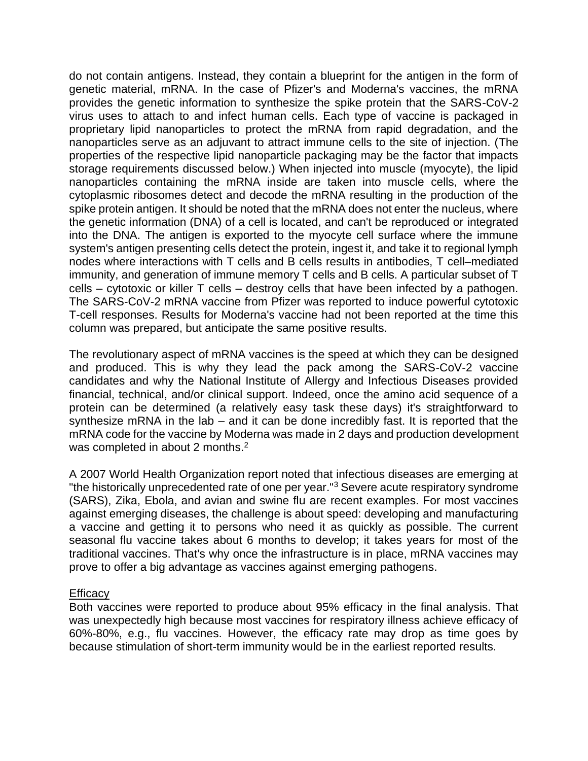do not contain antigens. Instead, they contain a blueprint for the antigen in the form of genetic material, mRNA. In the case of Pfizer's and Moderna's vaccines, the mRNA provides the genetic information to synthesize the spike protein that the SARS-CoV-2 virus uses to attach to and infect human cells. Each type of vaccine is packaged in proprietary lipid nanoparticles to protect the mRNA from rapid degradation, and the nanoparticles serve as an adjuvant to attract immune cells to the site of injection. (The properties of the respective lipid nanoparticle packaging may be the factor that impacts storage requirements discussed below.) When injected into muscle (myocyte), the lipid nanoparticles containing the mRNA inside are taken into muscle cells, where the cytoplasmic ribosomes detect and decode the mRNA resulting in the production of the spike protein antigen. It should be noted that the mRNA does not enter the nucleus, where the genetic information (DNA) of a cell is located, and can't be reproduced or integrated into the DNA. The antigen is exported to the myocyte cell surface where the immune system's antigen presenting cells detect the protein, ingest it, and take it to regional lymph nodes where interactions with T cells and B cells results in antibodies, T cell–mediated immunity, and generation of immune memory T cells and B cells. A particular subset of T cells – cytotoxic or killer T cells – destroy cells that have been infected by a pathogen. The SARS-CoV-2 mRNA vaccine from Pfizer was reported to induce powerful cytotoxic T-cell responses. Results for Moderna's vaccine had not been reported at the time this column was prepared, but anticipate the same positive results.

The revolutionary aspect of mRNA vaccines is the speed at which they can be designed and produced. This is why they lead the pack among the SARS-CoV-2 vaccine candidates and why the National Institute of Allergy and Infectious Diseases provided financial, technical, and/or clinical support. Indeed, once the amino acid sequence of a protein can be determined (a relatively easy task these days) it's straightforward to synthesize mRNA in the lab – and it can be done incredibly fast. It is reported that the mRNA code for the vaccine by Moderna was made in 2 days and production development was completed in about 2 months.[2]

A 2007 World Health Organization report noted that infectious diseases are emerging at "the historically unprecedented rate of one per year."[3] Severe acute respiratory syndrome (SARS), Zika, Ebola, and avian and swine flu are recent examples. For most vaccines against emerging diseases, the challenge is about speed: developing and manufacturing a vaccine and getting it to persons who need it as quickly as possible. The current seasonal flu vaccine takes about 6 months to develop; it takes years for most of the traditional vaccines. That's why once the infrastructure is in place, mRNA vaccines may prove to offer a big advantage as vaccines against emerging pathogens.

Efficacy

Both vaccines were reported to produce about 95% efficacy in the final analysis. That was unexpectedly high because most vaccines for respiratory illness achieve efficacy of 60%-80%, e.g., flu vaccines. However, the efficacy rate may drop as time goes by because stimulation of short-term immunity would be in the earliest reported results.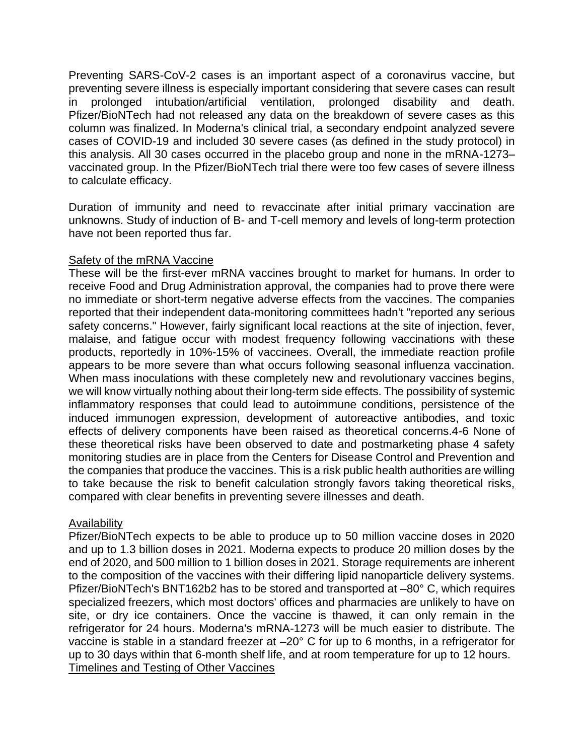Preventing SARS-CoV-2 cases is an important aspect of a coronavirus vaccine, but preventing severe illness is especially important considering that severe cases can result in prolonged intubation/artificial ventilation, prolonged disability and death. Pfizer/BioNTech had not released any data on the breakdown of severe cases as this column was finalized. In Moderna's clinical trial, a secondary endpoint analyzed severe cases of COVID-19 and included 30 severe cases (as defined in the study protocol) in this analysis. All 30 cases occurred in the placebo group and none in the mRNA-1273–vaccinated group. In the Pfizer/BioNTech trial there were too few cases of severe illness to calculate efficacy.

Duration of immunity and need to revaccinate after initial primary vaccination are unknowns. Study of induction of B- and T-cell memory and levels of long-term protection have not been reported thus far.

<u>Safety of the mRNA Vaccine</u>

These will be the first-ever mRNA vaccines brought to market for humans. In order to receive Food and Drug Administration approval, the companies had to prove there were no immediate or short-term negative adverse effects from the vaccines. The companies reported that their independent data-monitoring committees hadn't "reported any serious safety concerns." However, fairly significant local reactions at the site of injection, fever, malaise, and fatigue occur with modest frequency following vaccinations with these products, reportedly in 10%-15% of vaccinees. Overall, the immediate reaction profile appears to be more severe than what occurs following seasonal influenza vaccination. When mass inoculations with these completely new and revolutionary vaccines begins, we will know virtually nothing about their long-term side effects. The possibility of systemic inflammatory responses that could lead to autoimmune conditions, persistence of the induced immunogen expression, development of autoreactive antibodies, and toxic effects of delivery components have been raised as theoretical concerns.[4-6] None of these theoretical risks have been observed to date and postmarketing phase 4 safety monitoring studies are in place from the Centers for Disease Control and Prevention and the companies that produce the vaccines. This is a risk public health authorities are willing to take because the risk to benefit calculation strongly favors taking theoretical risks, compared with clear benefits in preventing severe illnesses and death.

<u>Availability</u>

Pfizer/BioNTech expects to be able to produce up to 50 million vaccine doses in 2020 and up to 1.3 billion doses in 2021. Moderna expects to produce 20 million doses by the end of 2020, and 500 million to 1 billion doses in 2021. Storage requirements are inherent to the composition of the vaccines with their differing lipid nanoparticle delivery systems. Pfizer/BioNTech's BNT162b2 has to be stored and transported at –80° C, which requires specialized freezers, which most doctors' offices and pharmacies are unlikely to have on site, or dry ice containers. Once the vaccine is thawed, it can only remain in the refrigerator for 24 hours. Moderna's mRNA-1273 will be much easier to distribute. The vaccine is stable in a standard freezer at –20° C for up to 6 months, in a refrigerator for up to 30 days within that 6-month shelf life, and at room temperature for up to 12 hours.

<u>Timelines and Testing of Other Vaccines</u>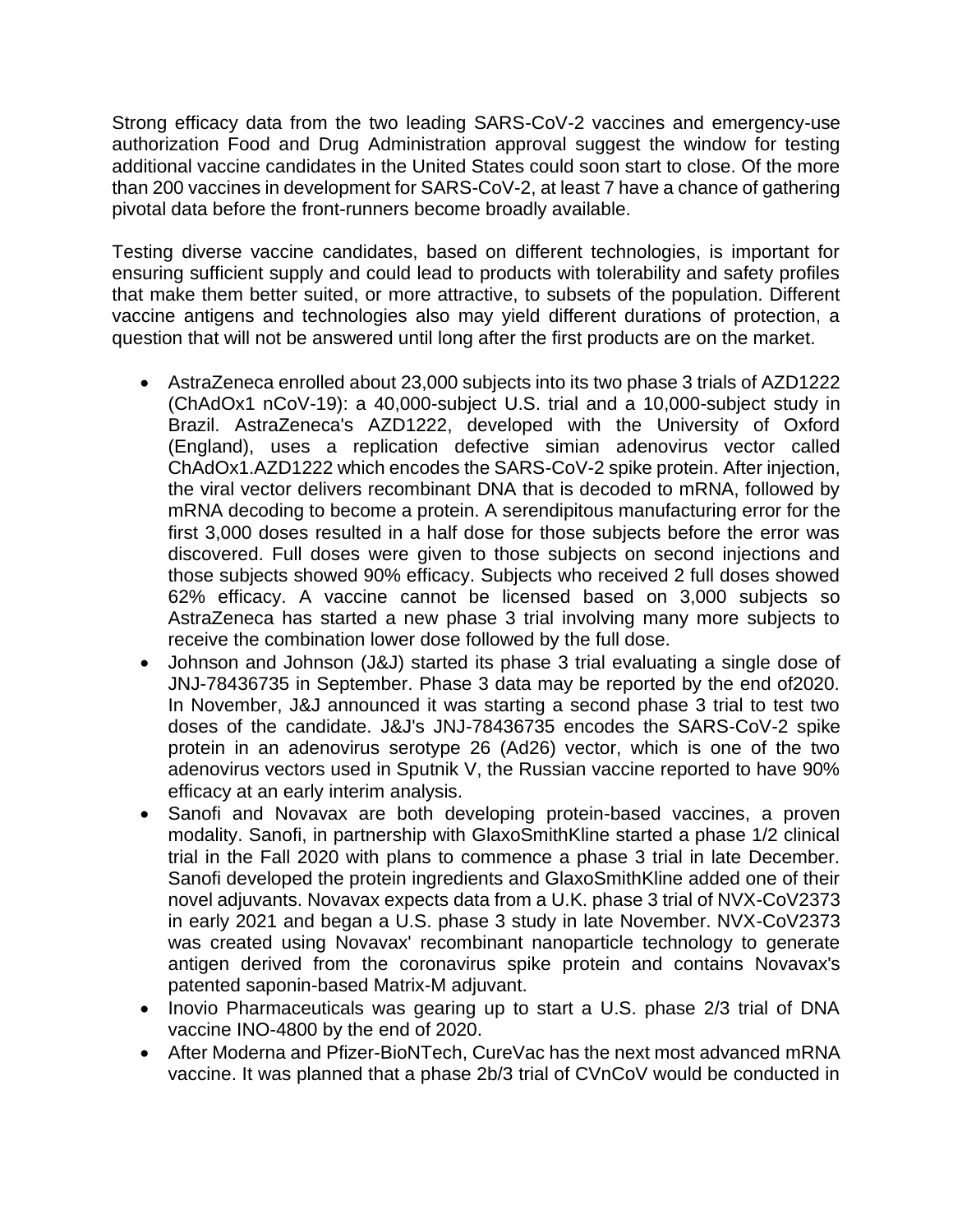Strong efficacy data from the two leading SARS-CoV-2 vaccines and emergency-use authorization Food and Drug Administration approval suggest the window for testing additional vaccine candidates in the United States could soon start to close. Of the more than 200 vaccines in development for SARS-CoV-2, at least 7 have a chance of gathering pivotal data before the front-runners become broadly available.

Testing diverse vaccine candidates, based on different technologies, is important for ensuring sufficient supply and could lead to products with tolerability and safety profiles that make them better suited, or more attractive, to subsets of the population. Different vaccine antigens and technologies also may yield different durations of protection, a question that will not be answered until long after the first products are on the market.

- AstraZeneca enrolled about 23,000 subjects into its two phase 3 trials of AZD1222 (ChAdOx1 nCoV-19): a 40,000-subject U.S. trial and a 10,000-subject study in Brazil. AstraZeneca's AZD1222, developed with the University of Oxford (England), uses a replication defective simian adenovirus vector called ChAdOx1.AZD1222 which encodes the SARS-CoV-2 spike protein. After injection, the viral vector delivers recombinant DNA that is decoded to mRNA, followed by mRNA decoding to become a protein. A serendipitous manufacturing error for the first 3,000 doses resulted in a half dose for those subjects before the error was discovered. Full doses were given to those subjects on second injections and those subjects showed 90% efficacy. Subjects who received 2 full doses showed 62% efficacy. A vaccine cannot be licensed based on 3,000 subjects so AstraZeneca has started a new phase 3 trial involving many more subjects to receive the combination lower dose followed by the full dose.
- Johnson and Johnson (J&J) started its phase 3 trial evaluating a single dose of JNJ-78436735 in September. Phase 3 data may be reported by the end of2020. In November, J&J announced it was starting a second phase 3 trial to test two doses of the candidate. J&J's JNJ-78436735 encodes the SARS-CoV-2 spike protein in an adenovirus serotype 26 (Ad26) vector, which is one of the two adenovirus vectors used in Sputnik V, the Russian vaccine reported to have 90% efficacy at an early interim analysis.
- Sanofi and Novavax are both developing protein-based vaccines, a proven modality. Sanofi, in partnership with GlaxoSmithKline started a phase 1/2 clinical trial in the Fall 2020 with plans to commence a phase 3 trial in late December. Sanofi developed the protein ingredients and GlaxoSmithKline added one of their novel adjuvants. Novavax expects data from a U.K. phase 3 trial of NVX-CoV2373 in early 2021 and began a U.S. phase 3 study in late November. NVX-CoV2373 was created using Novavax' recombinant nanoparticle technology to generate antigen derived from the coronavirus spike protein and contains Novavax's patented saponin-based Matrix-M adjuvant.
- Inovio Pharmaceuticals was gearing up to start a U.S. phase 2/3 trial of DNA vaccine INO-4800 by the end of 2020.
- After Moderna and Pfizer-BioNTech, CureVac has the next most advanced mRNA vaccine. It was planned that a phase 2b/3 trial of CVnCoV would be conducted in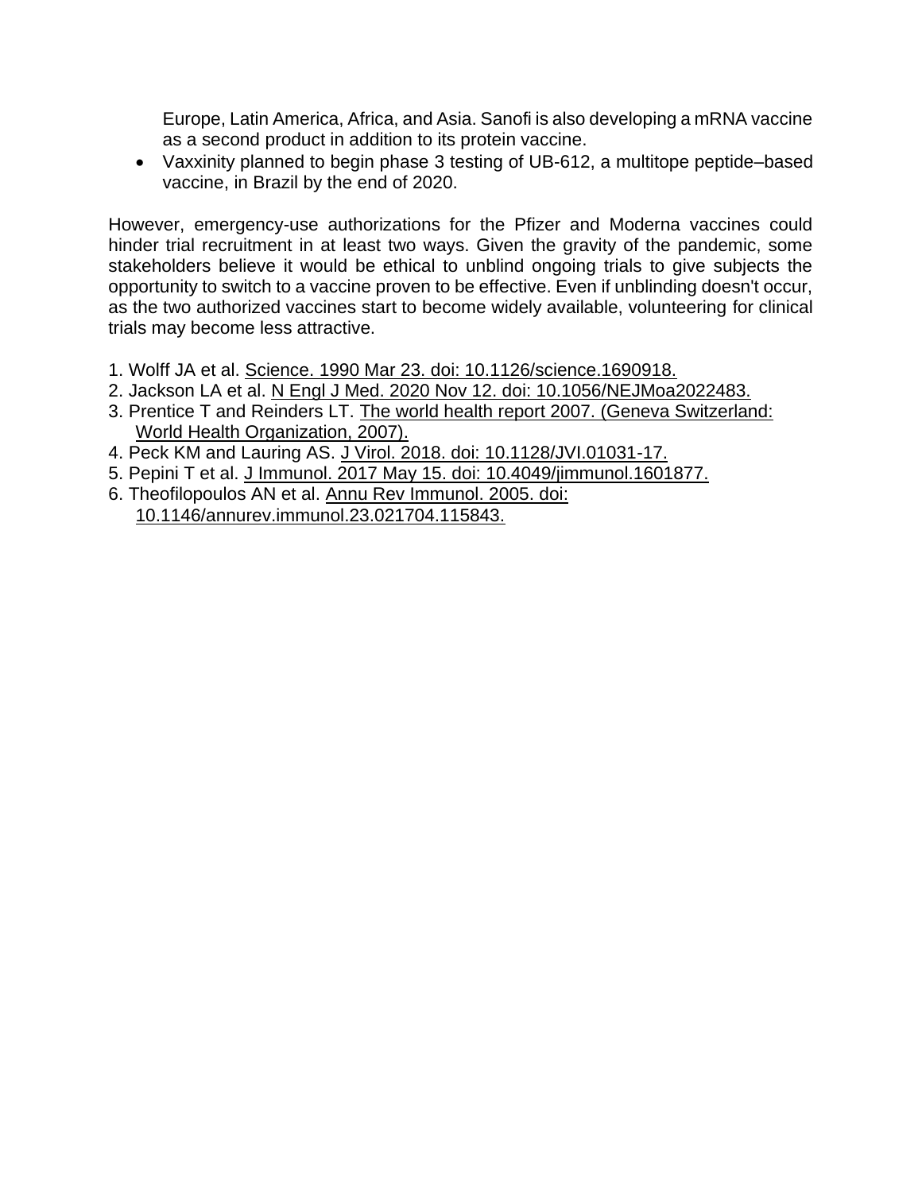Europe, Latin America, Africa, and Asia. Sanofi is also developing a mRNA vaccine as a second product in addition to its protein vaccine.

- Vaxxinity planned to begin phase 3 testing of UB-612, a multitope peptide–based vaccine, in Brazil by the end of 2020.

However, emergency-use authorizations for the Pfizer and Moderna vaccines could hinder trial recruitment in at least two ways. Given the gravity of the pandemic, some stakeholders believe it would be ethical to unblind ongoing trials to give subjects the opportunity to switch to a vaccine proven to be effective. Even if unblinding doesn't occur, as the two authorized vaccines start to become widely available, volunteering for clinical trials may become less attractive.

1. Wolff JA et al. Science. 1990 Mar 23. doi: 10.1126/science.1690918.
2. Jackson LA et al. N Engl J Med. 2020 Nov 12. doi: 10.1056/NEJMoa2022483.
3. Prentice T and Reinders LT. The world health report 2007. (Geneva Switzerland: World Health Organization, 2007).
4. Peck KM and Lauring AS. J Virol. 2018. doi: 10.1128/JVI.01031-17.
5. Pepini T et al. J Immunol. 2017 May 15. doi: 10.4049/jimmunol.1601877.
6. Theofilopoulos AN et al. Annu Rev Immunol. 2005. doi: 10.1146/annurev.immunol.23.021704.115843.